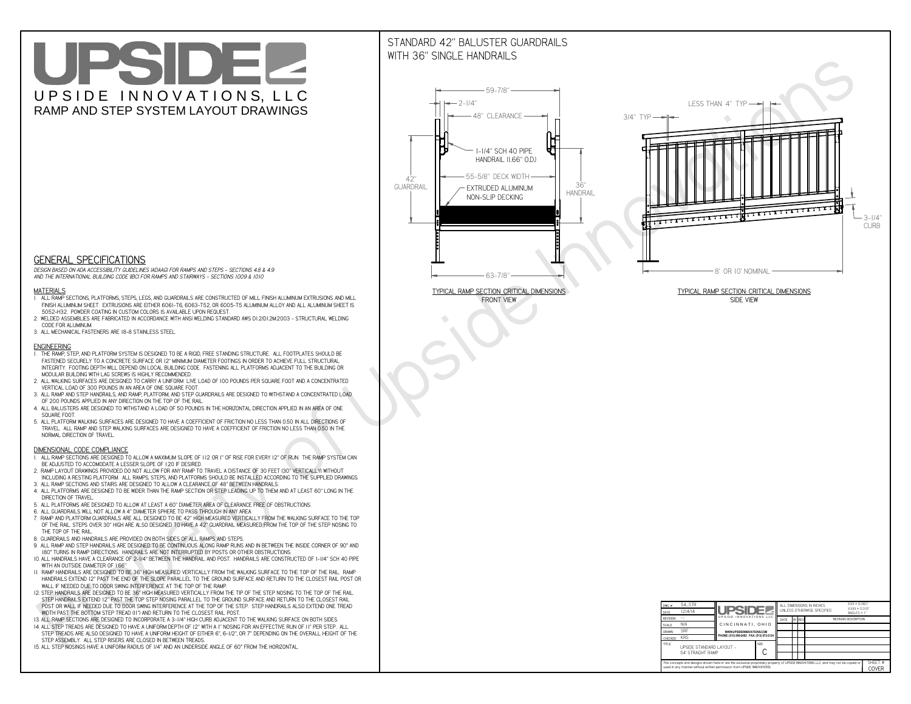# UPSIDE

UPSIDE INNOVATIONS, LLC

RAMP AND STEP SYSTEM LAYOUT DRAWINGS

## STANDARD 42" BALUSTER GUARDRAILS WITH 36" SINGLE HANDRAILS

59-7/8"
2-1/4"
48" CLEARANCE
1-1/4" SCH 40 PIPE HANDRAIL (1.66" O.D.)
55-5/8" DECK WIDTH
EXTRUDED ALUMINUM NON-SLIP DECKING
42" GUARDRAIL
36" HANDRAIL
63-7/8"

TYPICAL RAMP SECTION: CRITICAL DIMENSIONS
FRONT VIEW

LESS THAN 4" TYP
3/4" TYP
3-1/4" CURB
8' OR 10' NOMINAL

TYPICAL RAMP SECTION: CRITICAL DIMENSIONS
SIDE VIEW

## GENERAL SPECIFICATIONS

*DESIGN BASED ON ADA ACCESSIBILITY GUIDELINES (ADAAG) FOR RAMPS AND STEPS - SECTIONS 4.8 & 4.9 AND THE INTERNATIONAL BUILDING CODE (IBC) FOR RAMPS AND STAIRWAYS - SECTIONS 1009 & 1010*

### MATERIALS

1. ALL RAMP SECTIONS, PLATFORMS, STEPS, LEGS, AND GUARDRAILS ARE CONSTRUCTED OF MILL FINISH ALUMINUM EXTRUSIONS AND MILL FINISH ALUMINUM SHEET. EXTRUSIONS ARE EITHER 6061-T6, 6063-T52, OR 6005-T5 ALUMINUM ALLOY AND ALL ALUMINUM SHEET IS 5052-H32. POWDER COATING IN CUSTOM COLORS IS AVAILABLE UPON REQUEST.
2. WELDED ASSEMBLIES ARE FABRICATED IN ACCORDANCE WITH ANSI WELDING STANDARD AWS D1.2/D1.2M:2003 - STRUCTURAL WELDING CODE FOR ALUMINUM.
3. ALL MECHANICAL FASTENERS ARE 18-8 STAINLESS STEEL.

### ENGINEERING

1. THE RAMP, STEP, AND PLATFORM SYSTEM IS DESIGNED TO BE A RIGID, FREE STANDING STRUCTURE. ALL FOOTPLATES SHOULD BE FASTENED SECURELY TO A CONCRETE SURFACE OR 12" MINIMUM DIAMETER FOOTINGS IN ORDER TO ACHIEVE FULL STRUCTURAL INTEGRITY. FOOTING DEPTH WILL DEPEND ON LOCAL BUILDING CODE. FASTENING ALL PLATFORMS ADJACENT TO THE BUILDING OR MODULAR BUILDING WITH LAG SCREWS IS HIGHLY RECOMMENDED.
2. ALL WALKING SURFACES ARE DESIGNED TO CARRY A UNIFORM LIVE LOAD OF 100 POUNDS PER SQUARE FOOT AND A CONCENTRATED VERTICAL LOAD OF 300 POUNDS IN AN AREA OF ONE SQUARE FOOT.
3. ALL RAMP AND STEP HANDRAILS, AND RAMP, PLATFORM, AND STEP GUARDRAILS ARE DESIGNED TO WITHSTAND A CONCENTRATED LOAD OF 200 POUNDS APPLIED IN ANY DIRECTION ON THE TOP OF THE RAIL.
4. ALL BALUSTERS ARE DESIGNED TO WITHSTAND A LOAD OF 50 POUNDS IN THE HORIZONTAL DIRECTION APPLIED IN AN AREA OF ONE SQUARE FOOT.
5. ALL PLATFORM WALKING SURFACES ARE DESIGNED TO HAVE A COEFFICIENT OF FRICTION NO LESS THAN 0.50 IN ALL DIRECTIONS OF TRAVEL. ALL RAMP AND STEP WALKING SURFACES ARE DESIGNED TO HAVE A COEFFICIENT OF FRICTION NO LESS THAN 0.50 IN THE NORMAL DIRECTION OF TRAVEL.

### DIMENSIONAL CODE COMPLIANCE

1. ALL RAMP SECTIONS ARE DESIGNED TO ALLOW A MAXIMUM SLOPE OF 1:12 OR 1" OF RISE FOR EVERY 12" OF RUN. THE RAMP SYSTEM CAN BE ADJUSTED TO ACCOMODATE A LESSER SLOPE OF 1:20 IF DESIRED.
2. RAMP LAYOUT DRAWINGS PROVIDED DO NOT ALLOW FOR ANY RAMP TO TRAVEL A DISTANCE OF 30 FEET (30" VERTICALLY) WITHOUT INCLUDING A RESTING PLATFORM. ALL RAMPS, STEPS, AND PLATFORMS SHOULD BE INSTALLED ACCORDING TO THE SUPPLIED DRAWINGS.
3. ALL RAMP SECTIONS AND STAIRS ARE DESIGNED TO ALLOW A CLEARANCE OF 48" BETWEEN HANDRAILS.
4. ALL PLATFORMS ARE DESIGNED TO BE WIDER THAN THE RAMP SECTION OR STEP LEADING UP TO THEM AND AT LEAST 60" LONG IN THE DIRECTION OF TRAVEL.
5. ALL PLATFORMS ARE DESIGNED TO ALLOW AT LEAST A 60" DIAMETER AREA OF CLEARANCE FREE OF OBSTRUCTIONS.
6. ALL GUARDRAILS WILL NOT ALLOW A 4" DIAMETER SPHERE TO PASS THROUGH IN ANY AREA.
7. RAMP AND PLATFORM GUARDRAILS ARE ALL DESIGNED TO BE 42" HIGH MEASURED VERTICALLY FROM THE WALKING SURFACE TO THE TOP OF THE RAIL. STEPS OVER 30" HIGH ARE ALSO DESIGNED TO HAVE A 42" GUARDRAIL MEASURED FROM THE TOP OF THE STEP NOSING TO THE TOP OF THE RAIL.
8. GUARDRAILS AND HANDRAILS ARE PROVIDED ON BOTH SIDES OF ALL RAMPS AND STEPS.
9. ALL RAMP AND STEP HANDRAILS ARE DESIGNED TO BE CONTINUOUS ALONG RAMP RUNS AND IN BETWEEN THE INSIDE CORNER OF 90° AND 180° TURNS IN RAMP DIRECTIONS. HANDRAILS ARE NOT INTERRUPTED BY POSTS OR OTHER OBSTRUCTIONS.
10. ALL HANDRAILS HAVE A CLEARANCE OF 2-1/4" BETWEEN THE HANDRAIL AND POST. HANDRAILS ARE CONSTRUCTED OF 1-1/4" SCH 40 PIPE WITH AN OUTSIDE DIAMETER OF 1.66"
11. RAMP HANDRAILS ARE DESIGNED TO BE 36" HIGH MEASURED VERTICALLY FROM THE WALKING SURFACE TO THE TOP OF THE RAIL. RAMP HANDRAILS EXTEND 12" PAST THE END OF THE SLOPE PARALLEL TO THE GROUND SURFACE AND RETURN TO THE CLOSEST RAIL POST OR WALL IF NEEDED DUE TO DOOR SWING INTERFERENCE AT THE TOP OF THE RAMP.
12. STEP HANDRAILS ARE DESIGNED TO BE 36" HIGH MEASURED VERTICALLY FROM THE TIP OF THE STEP NOSING TO THE TOP OF THE RAIL. STEP HANDRAILS EXTEND 12" PAST THE TOP STEP NOSING PARALLEL TO THE GROUND SURFACE AND RETURN TO THE CLOSEST RAIL POST OR WALL IF NEEDED DUE TO DOOR SWING INTERFERENCE AT THE TOP OF THE STEP. STEP HANDRAILS ALSO EXTEND ONE TREAD WIDTH PAST THE BOTTOM STEP TREAD (11") AND RETURN TO THE CLOSEST RAIL POST.
13. ALL RAMP SECTIONS ARE DESIGNED TO INCORPORATE A 3-1/4" HIGH CURB ADJACENT TO THE WALKING SURFACE ON BOTH SIDES.
14. ALL STEP TREADS ARE DESIGNED TO HAVE A UNIFORM DEPTH OF 12" WITH A 1" NOSING FOR AN EFFECTIVE RUN OF 11" PER STEP. ALL STEP TREADS ARE ALSO DESIGNED TO HAVE A UNIFORM HEIGHT OF EITHER 6", 6-1/2", OR 7" DEPENDING ON THE OVERALL HEIGHT OF THE STEP ASSEMBLY. ALL STEP RISERS ARE CLOSED IN BETWEEN TREADS.
15. ALL STEP NOSINGS HAVE A UNIFORM RADIUS OF 1/4" AND AN UNDERSIDE ANGLE OF 60° FROM THE HORIZONTAL.

| DWG # | 54_STR |
|---|---|
| DATE | 12/4/14 |
| REVISION | --- |
| SCALE | N/A |
| DRAWN | SRF |
| CHECKED | KRS |
| TITLE | UPSIDE STANDARD LAYOUT - 54' STRAIGHT RAMP |
| SIZE | C |

UPSIDE INNOVATIONS LLC
CINCINNATI, OHIO
WWW.UPSIDEINNOVATIONS.COM
PHONE: (513) 889-2492 FAX: (513) 672-2124

ALL DIMENSIONS IN INCHES UNLESS OTHERWISE SPECIFIED
XXX ± 0.060"
XXXX ± 0.015"
ANGLES ± 1°

| DATE | BY | REV | REVISION DESCRIPTION |
|---|---|---|---|

The concepts and designs shown here-in are the exclusive proprietary property of UPSIDE INNOVATIONS LLC and may not be copied or used in any manner without written permission from UPSIDE INNOVATIONS.

SHEET # COVER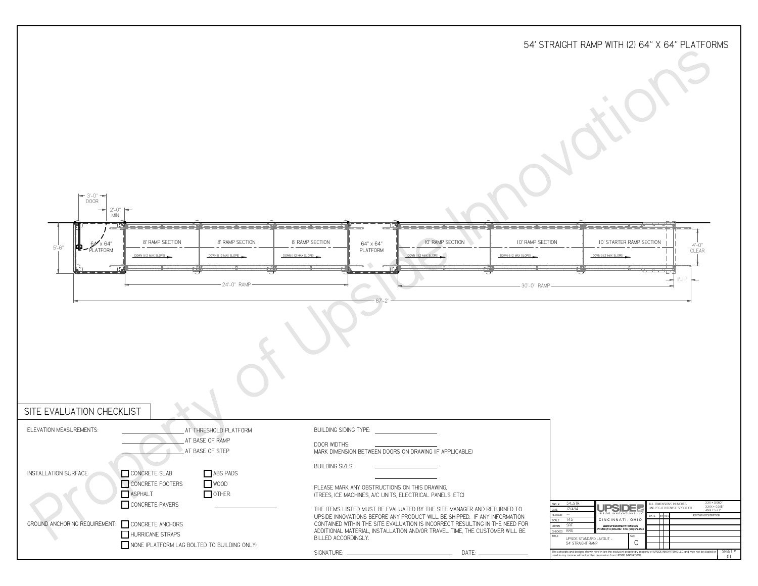# 54' STRAIGHT RAMP WITH (2) 64" X 64" PLATFORMS

3'-0" DOOR

2'-0" MIN

5'-6"

64" x 64" PLATFORM

8' RAMP SECTION

DOWN (1:12 MAX SLOPE)

8' RAMP SECTION

DOWN (1:12 MAX SLOPE)

8' RAMP SECTION

DOWN (1:12 MAX SLOPE)

64" x 64" PLATFORM

10' RAMP SECTION

DOWN (1:12 MAX SLOPE)

10' RAMP SECTION

DOWN (1:12 MAX SLOPE)

10' STARTER RAMP SECTION

DOWN (1:12 MAX SLOPE)

4'-0" CLEAR

1'-11"

24'-0" RAMP

30'-0" RAMP

67'-2"

## SITE EVALUATION CHECKLIST

ELEVATION MEASUREMENTS: ______________ AT THRESHOLD PLATFORM

______________ AT BASE OF RAMP

______________ AT BASE OF STEP

INSTALLATION SURFACE:

- ☐ CONCRETE SLAB
- ☐ CONCRETE FOOTERS
- ☐ ASPHALT
- ☐ CONCRETE PAVERS
- ☐ ABS PADS
- ☐ WOOD
- ☐ OTHER ______________

GROUND ANCHORING REQUIREMENT:

- ☐ CONCRETE ANCHORS
- ☐ HURRICANE STRAPS
- ☐ NONE (PLATFORM LAG BOLTED TO BUILDING ONLY)

BUILDING SIDING TYPE: ______________

DOOR WIDTHS: ______________

MARK DIMENSION BETWEEN DOORS ON DRAWING (IF APPLICABLE)

BUILDING SIZES: ______________

______________

PLEASE MARK ANY OBSTRUCTIONS ON THIS DRAWING.
(TREES, ICE MACHINES, A/C UNITS, ELECTRICAL PANELS, ETC)

THE ITEMS LISTED MUST BE EVALUATED BY THE SITE MANAGER AND RETURNED TO UPSIDE INNOVATIONS BEFORE ANY PRODUCT WILL BE SHIPPED. IF ANY INFORMATION CONTAINED WITHIN THE SITE EVALUATION IS INCORRECT RESULTING IN THE NEED FOR ADDITIONAL MATERIAL, INSTALLATION AND/OR TRAVEL TIME, THE CUSTOMER WILL BE BILLED ACCORDINGLY.

SIGNATURE: ______________ DATE: ______________

| | | | |
|---|---|---|---|
| DWG # | 54_STR | UPSIDE INNOVATIONS LLC | ALL DIMENSIONS IN INCHES UNLESS OTHERWISE SPECIFIED. XXX ± 0.060" XXXX ± 0.015" ANGLES ± 1° |
| DATE | 12/4/14 | CINCINNATI, OHIO | |
| REVISION | --- | WWW.UPSIDEINNOVATIONS.COM | |
| SCALE | 1:45 | PHONE: (513) 889-2492 FAX: (513) 672-2124 | |
| DRAWN | SRF | | |
| CHECKED | KRS | | |
| TITLE: | UPSIDE STANDARD LAYOUT - 54' STRAIGHT RAMP | SIZE: C | |

| DATE | BY | REV | REVISION DESCRIPTION |
|---|---|---|---|
| | | | |

The concepts and designs shown here-in are the exclusive proprietary property of UPSIDE INNOVATIONS LLC and may not be copied or used in any manner without written permission from UPSIDE INNOVATIONS.

SHEET # 01

Property of Upside Innovations